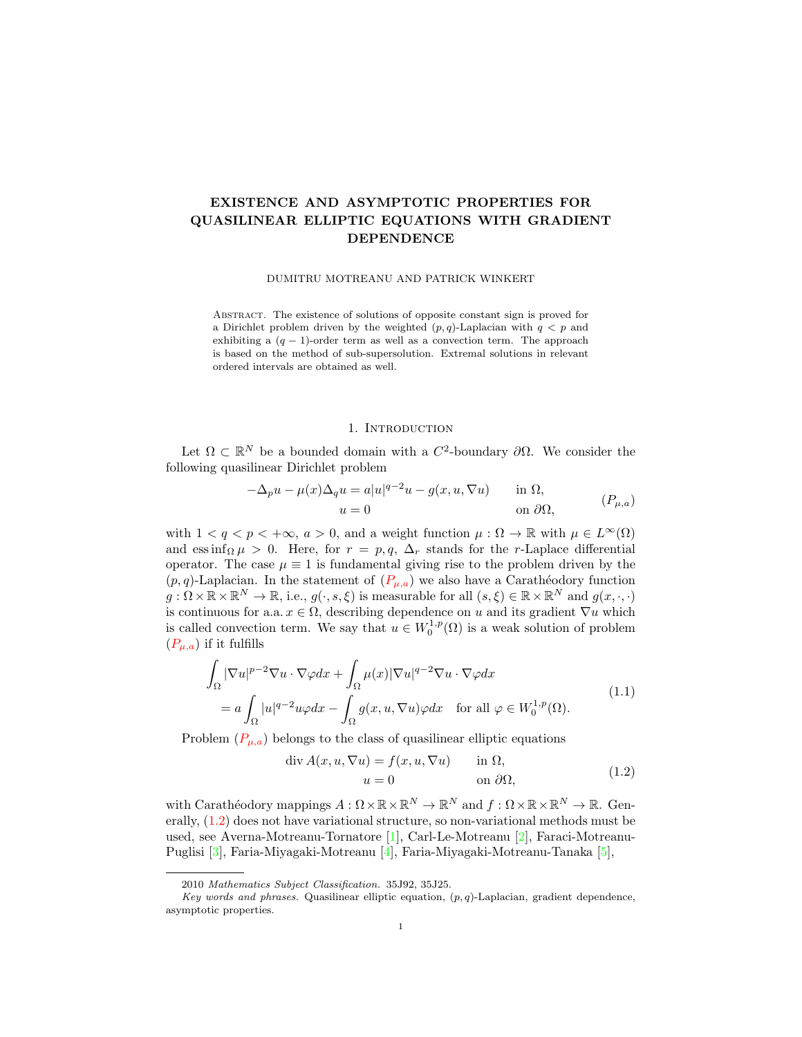# EXISTENCE AND ASYMPTOTIC PROPERTIES FOR QUASILINEAR ELLIPTIC EQUATIONS WITH GRADIENT DEPENDENCE

DUMITRU MOTREANU AND PATRICK WINKERT

Abstract. The existence of solutions of opposite constant sign is proved for a Dirichlet problem driven by the weighted $(p,q)$-Laplacian with $q<p$ and exhibiting a $(q-1)$-order term as well as a convection term. The approach is based on the method of sub-supersolution. Extremal solutions in relevant ordered intervals are obtained as well.

## 1. Introduction

Let $\Omega \subset \mathbb{R}^N$ be a bounded domain with a $C^2$-boundary $\partial\Omega$. We consider the following quasilinear Dirichlet problem

$$
\begin{aligned}
-\Delta_p u - \mu(x)\Delta_q u &= a|u|^{q-2}u - g(x,u,\nabla u) \qquad && \text{in } \Omega,\\
u &= 0 && \text{on } \partial\Omega,
\end{aligned}
\tag{$P_{\mu,a}$}
$$

with $1<q<p<+\infty$, $a>0$, and a weight function $\mu:\Omega\to\mathbb{R}$ with $\mu\in L^\infty(\Omega)$ and $\operatorname{ess\,inf}_\Omega \mu > 0$. Here, for $r=p,q$, $\Delta_r$ stands for the $r$-Laplace differential operator. The case $\mu\equiv 1$ is fundamental giving rise to the problem driven by the $(p,q)$-Laplacian. In the statement of ($P_{\mu,a}$) we also have a Carathéodory function $g:\Omega\times\mathbb{R}\times\mathbb{R}^N\to\mathbb{R}$, i.e., $g(\cdot,s,\xi)$ is measurable for all $(s,\xi)\in\mathbb{R}\times\mathbb{R}^N$ and $g(x,\cdot,\cdot)$ is continuous for a.a. $x\in\Omega$, describing dependence on $u$ and its gradient $\nabla u$ which is called convection term. We say that $u\in W_0^{1,p}(\Omega)$ is a weak solution of problem ($P_{\mu,a}$) if it fulfills

$$
\begin{aligned}
&\int_\Omega |\nabla u|^{p-2}\nabla u\cdot\nabla\varphi dx + \int_\Omega \mu(x)|\nabla u|^{q-2}\nabla u\cdot\nabla\varphi dx\\
&\quad = a\int_\Omega |u|^{q-2}u\varphi dx - \int_\Omega g(x,u,\nabla u)\varphi dx \quad \text{for all } \varphi\in W_0^{1,p}(\Omega).
\end{aligned}
\tag{1.1}
$$

Problem ($P_{\mu,a}$) belongs to the class of quasilinear elliptic equations

$$
\begin{aligned}
\operatorname{div} A(x,u,\nabla u) &= f(x,u,\nabla u) \qquad && \text{in } \Omega,\\
u &= 0 && \text{on } \partial\Omega,
\end{aligned}
\tag{1.2}
$$

with Carathéodory mappings $A:\Omega\times\mathbb{R}\times\mathbb{R}^N\to\mathbb{R}^N$ and $f:\Omega\times\mathbb{R}\times\mathbb{R}^N\to\mathbb{R}$. Generally, (1.2) does not have variational structure, so non-variational methods must be used, see Averna-Motreanu-Tornatore [1], Carl-Le-Motreanu [2], Faraci-Motreanu-Puglisi [3], Faria-Miyagaki-Motreanu [4], Faria-Miyagaki-Motreanu-Tanaka [5],

---

2010 *Mathematics Subject Classification.* 35J92, 35J25.

*Key words and phrases.* Quasilinear elliptic equation, $(p,q)$-Laplacian, gradient dependence, asymptotic properties.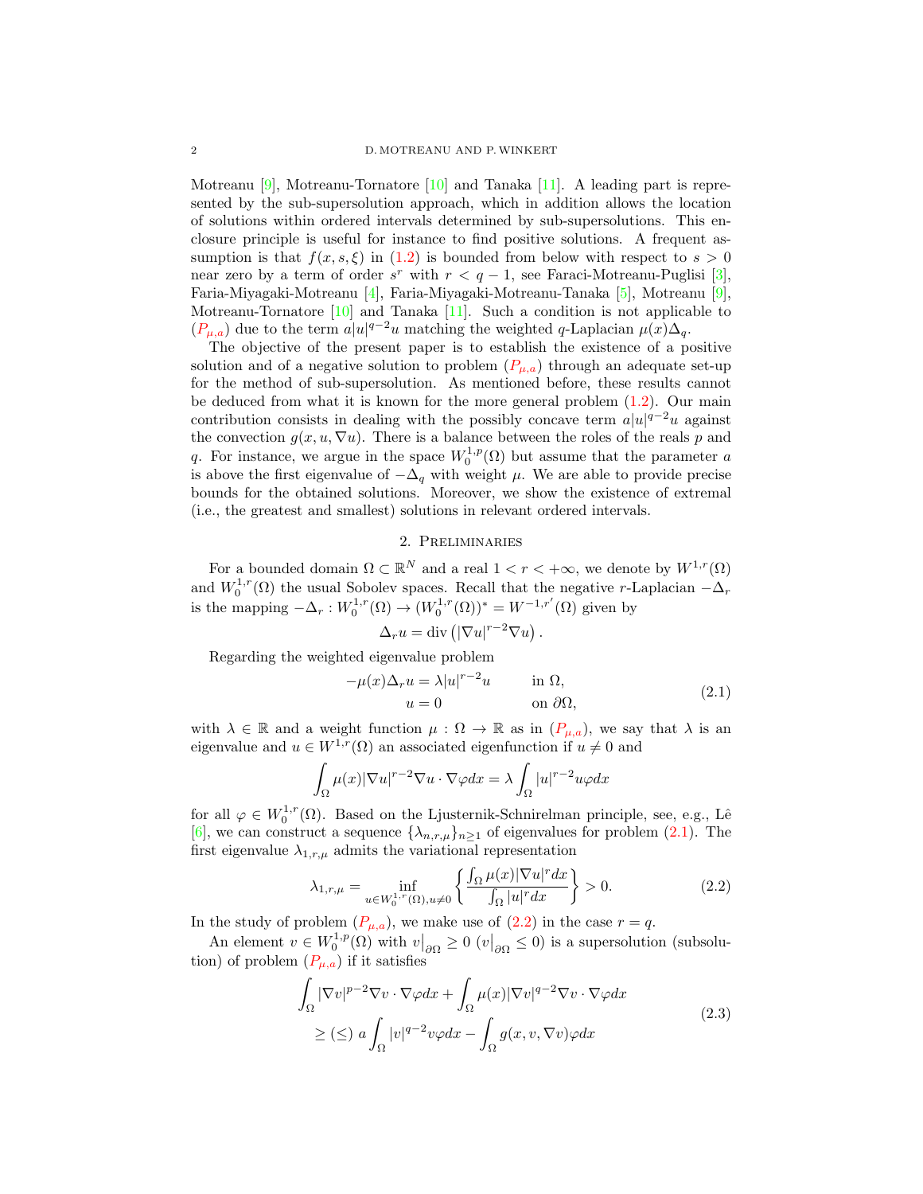Motreanu [9], Motreanu-Tornatore [10] and Tanaka [11]. A leading part is represented by the sub-supersolution approach, which in addition allows the location of solutions within ordered intervals determined by sub-supersolutions. This enclosure principle is useful for instance to find positive solutions. A frequent assumption is that $f(x,s,\xi)$ in (1.2) is bounded from below with respect to $s>0$ near zero by a term of order $s^r$ with $r<q-1$, see Faraci-Motreanu-Puglisi [3], Faria-Miyagaki-Motreanu [4], Faria-Miyagaki-Motreanu-Tanaka [5], Motreanu [9], Motreanu-Tornatore [10] and Tanaka [11]. Such a condition is not applicable to ($P_{\mu,a}$) due to the term $a|u|^{q-2}u$ matching the weighted $q$-Laplacian $\mu(x)\Delta_q$.

The objective of the present paper is to establish the existence of a positive solution and of a negative solution to problem ($P_{\mu,a}$) through an adequate set-up for the method of sub-supersolution. As mentioned before, these results cannot be deduced from what it is known for the more general problem (1.2). Our main contribution consists in dealing with the possibly concave term $a|u|^{q-2}u$ against the convection $g(x,u,\nabla u)$. There is a balance between the roles of the reals $p$ and $q$. For instance, we argue in the space $W_0^{1,p}(\Omega)$ but assume that the parameter $a$ is above the first eigenvalue of $-\Delta_q$ with weight $\mu$. We are able to provide precise bounds for the obtained solutions. Moreover, we show the existence of extremal (i.e., the greatest and smallest) solutions in relevant ordered intervals.

## 2. Preliminaries

For a bounded domain $\Omega\subset\mathbb{R}^N$ and a real $1<r<+\infty$, we denote by $W^{1,r}(\Omega)$ and $W_0^{1,r}(\Omega)$ the usual Sobolev spaces. Recall that the negative $r$-Laplacian $-\Delta_r$ is the mapping $-\Delta_r : W_0^{1,r}(\Omega)\to (W_0^{1,r}(\Omega))^* = W^{-1,r'}(\Omega)$ given by

$$\Delta_r u = \operatorname{div}\left(|\nabla u|^{r-2}\nabla u\right).$$

Regarding the weighted eigenvalue problem

$$\begin{aligned} -\mu(x)\Delta_r u &= \lambda |u|^{r-2}u \qquad &&\text{in } \Omega,\\ u &= 0 &&\text{on } \partial\Omega, \end{aligned} \tag{2.1}$$

with $\lambda\in\mathbb{R}$ and a weight function $\mu:\Omega\to\mathbb{R}$ as in ($P_{\mu,a}$), we say that $\lambda$ is an eigenvalue and $u\in W^{1,r}(\Omega)$ an associated eigenfunction if $u\neq 0$ and

$$\int_\Omega \mu(x)|\nabla u|^{r-2}\nabla u\cdot\nabla\varphi dx = \lambda\int_\Omega |u|^{r-2}u\varphi dx$$

for all $\varphi\in W_0^{1,r}(\Omega)$. Based on the Ljusternik-Schnirelman principle, see, e.g., Lê [6], we can construct a sequence $\{\lambda_{n,r,\mu}\}_{n\geq 1}$ of eigenvalues for problem (2.1). The first eigenvalue $\lambda_{1,r,\mu}$ admits the variational representation

$$\lambda_{1,r,\mu} = \inf_{u\in W_0^{1,r}(\Omega),u\neq 0}\left\{\frac{\int_\Omega \mu(x)|\nabla u|^r dx}{\int_\Omega |u|^r dx}\right\} > 0. \tag{2.2}$$

In the study of problem ($P_{\mu,a}$), we make use of (2.2) in the case $r=q$.

An element $v\in W_0^{1,p}(\Omega)$ with $v\big|_{\partial\Omega}\geq 0$ ($v\big|_{\partial\Omega}\leq 0$) is a supersolution (subsolution) of problem ($P_{\mu,a}$) if it satisfies

$$\begin{aligned} &\int_\Omega |\nabla v|^{p-2}\nabla v\cdot\nabla\varphi dx + \int_\Omega \mu(x)|\nabla v|^{q-2}\nabla v\cdot\nabla\varphi dx\\ &\quad\geq (\leq)\ a\int_\Omega |v|^{q-2}v\varphi dx - \int_\Omega g(x,v,\nabla v)\varphi dx \end{aligned} \tag{2.3}$$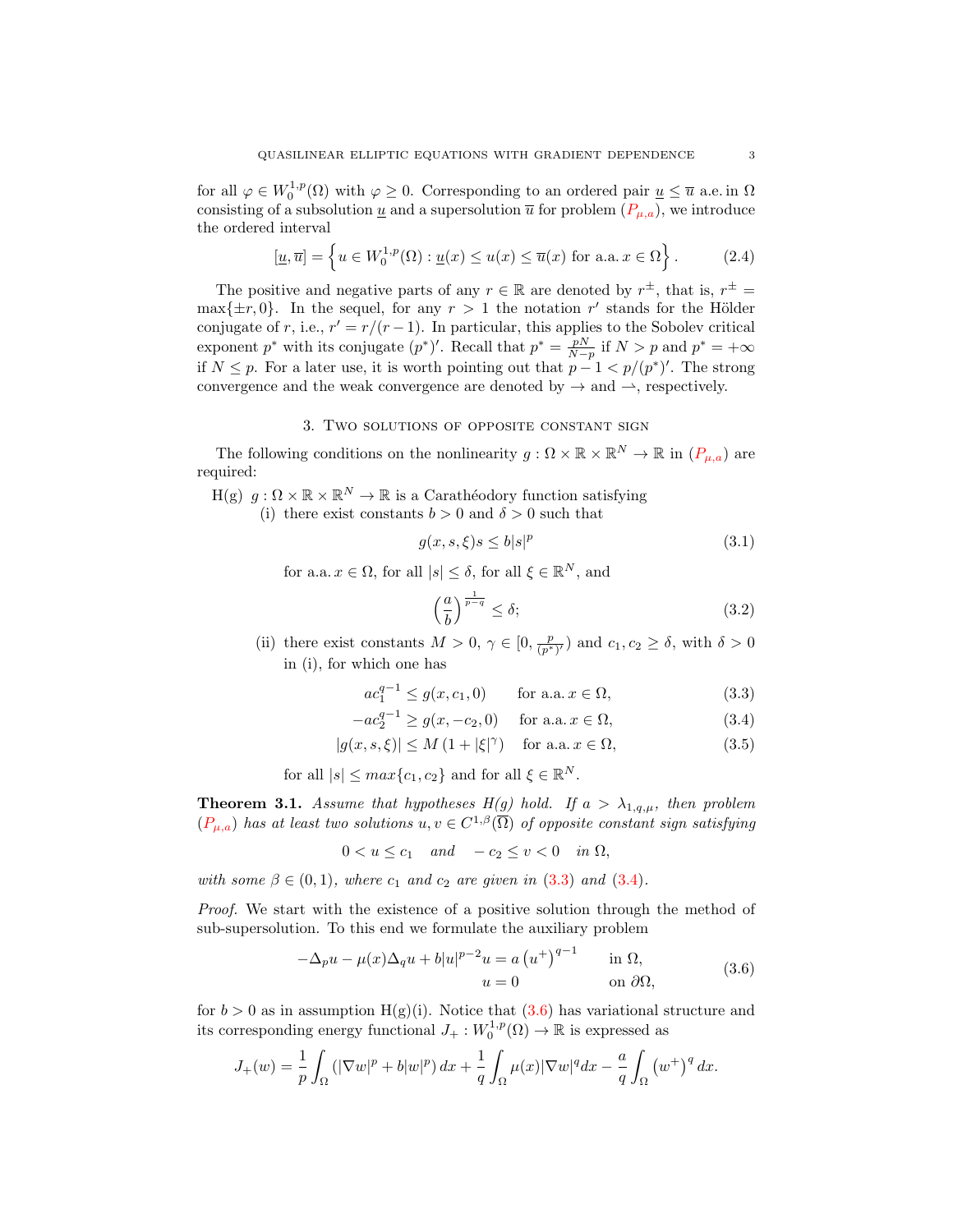for all $\varphi \in W_0^{1,p}(\Omega)$ with $\varphi \geq 0$. Corresponding to an ordered pair $\underline{u} \leq \overline{u}$ a.e. in $\Omega$ consisting of a subsolution $\underline{u}$ and a supersolution $\overline{u}$ for problem $(P_{\mu,a})$, we introduce the ordered interval

$$[\underline{u}, \overline{u}] = \left\{ u \in W_0^{1,p}(\Omega) : \underline{u}(x) \leq u(x) \leq \overline{u}(x) \text{ for a.a. } x \in \Omega \right\}. \tag{2.4}$$

The positive and negative parts of any $r \in \mathbb{R}$ are denoted by $r^{\pm}$, that is, $r^{\pm} = \max\{\pm r, 0\}$. In the sequel, for any $r > 1$ the notation $r'$ stands for the Hölder conjugate of $r$, i.e., $r' = r/(r-1)$. In particular, this applies to the Sobolev critical exponent $p^*$ with its conjugate $(p^*)'$. Recall that $p^* = \frac{pN}{N-p}$ if $N > p$ and $p^* = +\infty$ if $N \leq p$. For a later use, it is worth pointing out that $p - 1 < p/(p^*)'$. The strong convergence and the weak convergence are denoted by $\to$ and $\rightharpoonup$, respectively.

## 3. Two solutions of opposite constant sign

The following conditions on the nonlinearity $g : \Omega \times \mathbb{R} \times \mathbb{R}^N \to \mathbb{R}$ in $(P_{\mu,a})$ are required:

H(g) $g : \Omega \times \mathbb{R} \times \mathbb{R}^N \to \mathbb{R}$ is a Carathéodory function satisfying

(i) there exist constants $b > 0$ and $\delta > 0$ such that

$$g(x, s, \xi)s \leq b|s|^p \tag{3.1}$$

for a.a. $x \in \Omega$, for all $|s| \leq \delta$, for all $\xi \in \mathbb{R}^N$, and

$$\left(\frac{a}{b}\right)^{\frac{1}{p-q}} \leq \delta; \tag{3.2}$$

(ii) there exist constants $M > 0$, $\gamma \in [0, \frac{p}{(p^*)'})$ and $c_1, c_2 \geq \delta$, with $\delta > 0$ in (i), for which one has

$$ac_1^{q-1} \leq g(x, c_1, 0) \qquad \text{for a.a. } x \in \Omega, \tag{3.3}$$

$$-ac_2^{q-1} \geq g(x, -c_2, 0) \qquad \text{for a.a. } x \in \Omega, \tag{3.4}$$

$$|g(x, s, \xi)| \leq M\left(1 + |\xi|^{\gamma}\right) \qquad \text{for a.a. } x \in \Omega, \tag{3.5}$$

for all $|s| \leq max\{c_1, c_2\}$ and for all $\xi \in \mathbb{R}^N$.

**Theorem 3.1.** *Assume that hypotheses H(g) hold. If $a > \lambda_{1,q,\mu}$, then problem $(P_{\mu,a})$ has at least two solutions $u, v \in C^{1,\beta}(\overline{\Omega})$ of opposite constant sign satisfying*

$$0 < u \leq c_1 \quad \textit{and} \quad -c_2 \leq v < 0 \quad \textit{in } \Omega,$$

*with some $\beta \in (0, 1)$, where $c_1$ and $c_2$ are given in (3.3) and (3.4).*

*Proof.* We start with the existence of a positive solution through the method of sub-supersolution. To this end we formulate the auxiliary problem

$$\begin{aligned} -\Delta_p u - \mu(x)\Delta_q u + b|u|^{p-2}u &= a\left(u^+\right)^{q-1} \qquad &&\text{in } \Omega, \\ u &= 0 &&\text{on } \partial\Omega, \end{aligned} \tag{3.6}$$

for $b > 0$ as in assumption H(g)(i). Notice that (3.6) has variational structure and its corresponding energy functional $J_+ : W_0^{1,p}(\Omega) \to \mathbb{R}$ is expressed as

$$J_+(w) = \frac{1}{p}\int_{\Omega} \left(|\nabla w|^p + b|w|^p\right) dx + \frac{1}{q}\int_{\Omega} \mu(x)|\nabla w|^q dx - \frac{a}{q}\int_{\Omega} \left(w^+\right)^q dx.$$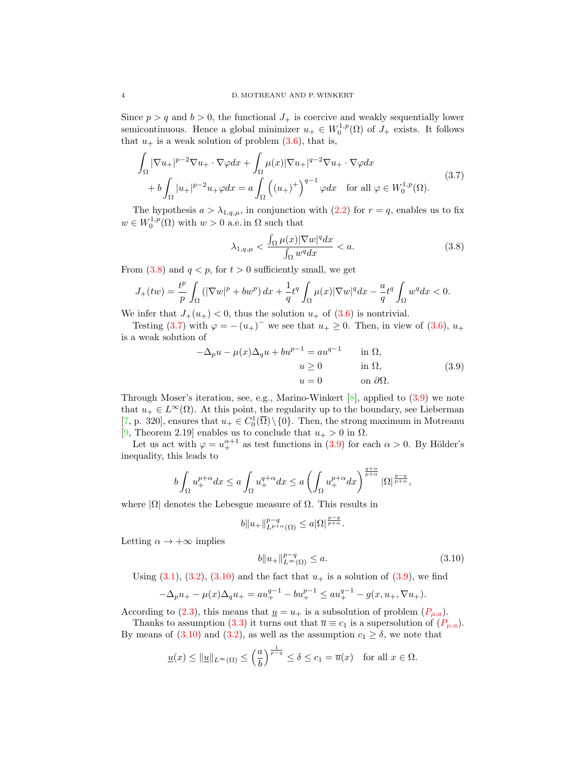Since $p > q$ and $b > 0$, the functional $J_+$ is coercive and weakly sequentially lower semicontinuous. Hence a global minimizer $u_+ \in W_0^{1,p}(\Omega)$ of $J_+$ exists. It follows that $u_+$ is a weak solution of problem (3.6), that is,

$$
\begin{aligned}
&\int_\Omega |\nabla u_+|^{p-2}\nabla u_+ \cdot \nabla \varphi dx + \int_\Omega \mu(x)|\nabla u_+|^{q-2}\nabla u_+ \cdot \nabla \varphi dx \\
&\quad + b\int_\Omega |u_+|^{p-2}u_+\varphi dx = a\int_\Omega \left((u_+)^+\right)^{q-1}\varphi dx \quad \text{for all } \varphi \in W_0^{1,p}(\Omega).
\end{aligned}
\tag{3.7}
$$

The hypothesis $a > \lambda_{1,q,\mu}$, in conjunction with (2.2) for $r = q$, enables us to fix $w \in W_0^{1,p}(\Omega)$ with $w > 0$ a.e. in $\Omega$ such that

$$
\lambda_{1,q,\mu} < \frac{\int_\Omega \mu(x)|\nabla w|^q dx}{\int_\Omega w^q dx} < a. \tag{3.8}
$$

From (3.8) and $q < p$, for $t > 0$ sufficiently small, we get

$$
J_+(tw) = \frac{t^p}{p}\int_\Omega \left(|\nabla w|^p + bw^p\right)dx + \frac{1}{q}t^q\int_\Omega \mu(x)|\nabla w|^q dx - \frac{a}{q}t^q\int_\Omega w^q dx < 0.
$$

We infer that $J_+(u_+) < 0$, thus the solution $u_+$ of (3.6) is nontrivial.

Testing (3.7) with $\varphi = -(u_+)^-$ we see that $u_+ \geq 0$. Then, in view of (3.6), $u_+$ is a weak solution of

$$
\begin{aligned}
-\Delta_p u - \mu(x)\Delta_q u + bu^{p-1} &= au^{q-1} && \text{in } \Omega,\\
u &\geq 0 && \text{in } \Omega,\\
u &= 0 && \text{on } \partial\Omega.
\end{aligned}
\tag{3.9}
$$

Through Moser's iteration, see, e.g., Marino-Winkert [8], applied to (3.9) we note that $u_+ \in L^\infty(\Omega)$. At this point, the regularity up to the boundary, see Lieberman [7, p. 320], ensures that $u_+ \in C_0^1(\overline{\Omega})\setminus\{0\}$. Then, the strong maximum in Motreanu [9, Theorem 2.19] enables us to conclude that $u_+ > 0$ in $\Omega$.

Let us act with $\varphi = u_+^{\alpha+1}$ as test functions in (3.9) for each $\alpha > 0$. By Hölder's inequality, this leads to

$$
b\int_\Omega u_+^{p+\alpha}dx \leq a\int_\Omega u_+^{q+\alpha}dx \leq a\left(\int_\Omega u_+^{p+\alpha}dx\right)^{\frac{q+\alpha}{p+\alpha}}|\Omega|^{\frac{p-q}{p+\alpha}},
$$

where $|\Omega|$ denotes the Lebesgue measure of $\Omega$. This results in

$$
b\|u_+\|_{L^{p+\alpha}(\Omega)}^{p-q} \leq a|\Omega|^{\frac{p-q}{p+\alpha}}.
$$

Letting $\alpha \to +\infty$ implies

$$
b\|u_+\|_{L^\infty(\Omega)}^{p-q} \leq a. \tag{3.10}
$$

Using (3.1), (3.2), (3.10) and the fact that $u_+$ is a solution of (3.9), we find

$$
-\Delta_p u_+ - \mu(x)\Delta_q u_+ = au_+^{q-1} - bu_+^{p-1} \leq au_+^{q-1} - g(x, u_+, \nabla u_+).
$$

According to (2.3), this means that $\underline{u} = u_+$ is a subsolution of problem ($P_{\mu,a}$).

Thanks to assumption (3.3) it turns out that $\overline{u} \equiv c_1$ is a supersolution of ($P_{\mu,a}$). By means of (3.10) and (3.2), as well as the assumption $c_1 \geq \delta$, we note that

$$
\underline{u}(x) \leq \|\underline{u}\|_{L^\infty(\Omega)} \leq \left(\frac{a}{b}\right)^{\frac{1}{p-q}} \leq \delta \leq c_1 = \overline{u}(x) \quad \text{for all } x \in \Omega.
$$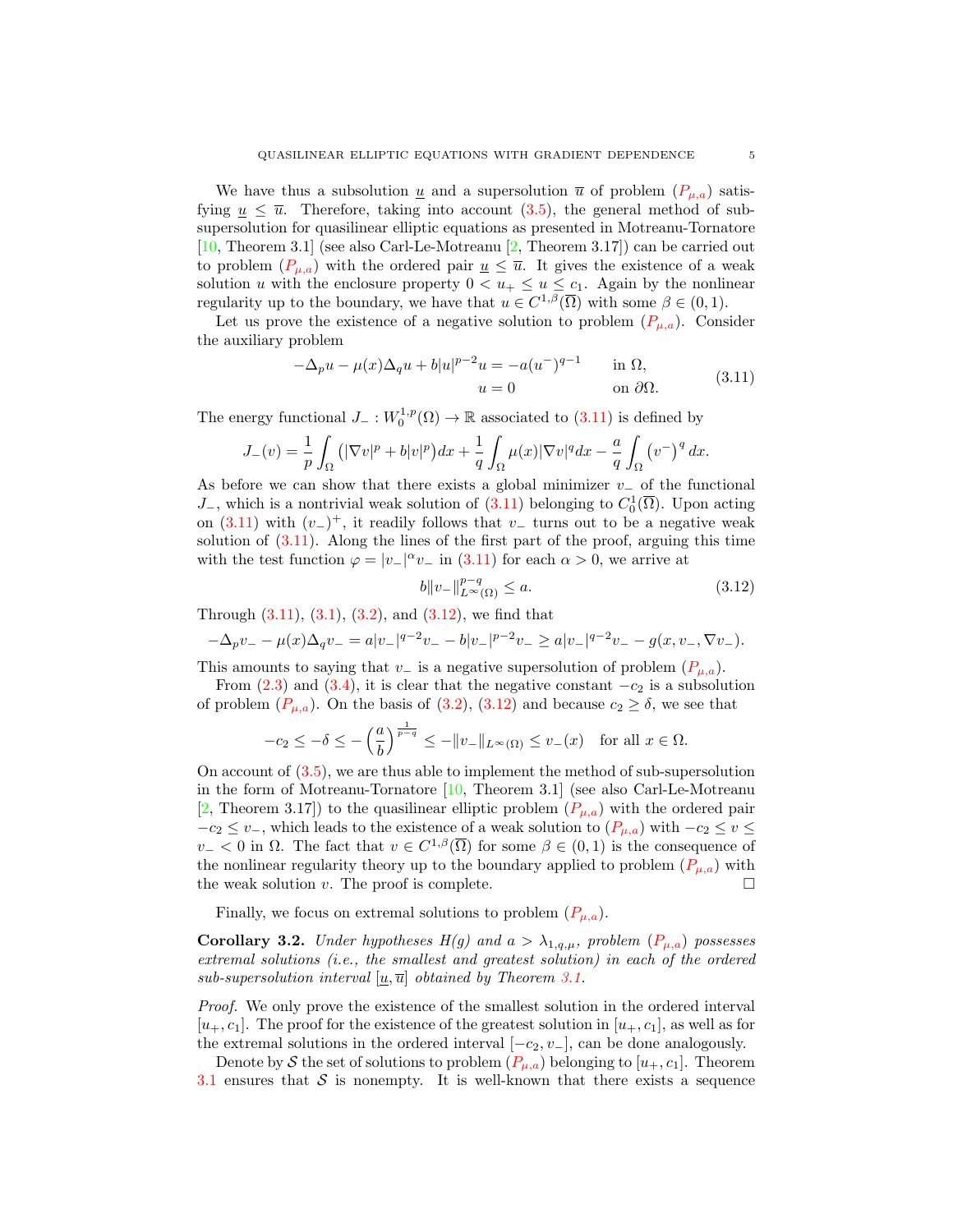We have thus a subsolution $\underline{u}$ and a supersolution $\overline{u}$ of problem ($P_{\mu,a}$) satisfying $\underline{u} \leq \overline{u}$. Therefore, taking into account (3.5), the general method of sub-supersolution for quasilinear elliptic equations as presented in Motreanu-Tornatore [10, Theorem 3.1] (see also Carl-Le-Motreanu [2, Theorem 3.17]) can be carried out to problem ($P_{\mu,a}$) with the ordered pair $\underline{u} \leq \overline{u}$. It gives the existence of a weak solution $u$ with the enclosure property $0 < u_+ \leq u \leq c_1$. Again by the nonlinear regularity up to the boundary, we have that $u \in C^{1,\beta}(\overline{\Omega})$ with some $\beta \in (0,1)$.

Let us prove the existence of a negative solution to problem ($P_{\mu,a}$). Consider the auxiliary problem

$$\begin{aligned} -\Delta_p u - \mu(x)\Delta_q u + b|u|^{p-2}u &= -a(u^-)^{q-1} && \text{in } \Omega, \\ u &= 0 && \text{on } \partial\Omega. \end{aligned} \tag{3.11}$$

The energy functional $J_- : W_0^{1,p}(\Omega) \to \mathbb{R}$ associated to (3.11) is defined by

$$J_-(v) = \frac{1}{p}\int_\Omega \left(|\nabla v|^p + b|v|^p\right)dx + \frac{1}{q}\int_\Omega \mu(x)|\nabla v|^q dx - \frac{a}{q}\int_\Omega \left(v^-\right)^q dx.$$

As before we can show that there exists a global minimizer $v_-$ of the functional $J_-$, which is a nontrivial weak solution of (3.11) belonging to $C_0^1(\overline{\Omega})$. Upon acting on (3.11) with $(v_-)^+$, it readily follows that $v_-$ turns out to be a negative weak solution of (3.11). Along the lines of the first part of the proof, arguing this time with the test function $\varphi = |v_-|^\alpha v_-$ in (3.11) for each $\alpha > 0$, we arrive at

$$b\|v_-\|_{L^\infty(\Omega)}^{p-q} \leq a. \tag{3.12}$$

Through (3.11), (3.1), (3.2), and (3.12), we find that

$$-\Delta_p v_- - \mu(x)\Delta_q v_- = a|v_-|^{q-2}v_- - b|v_-|^{p-2}v_- \geq a|v_-|^{q-2}v_- - g(x, v_-, \nabla v_-).$$

This amounts to saying that $v_-$ is a negative supersolution of problem ($P_{\mu,a}$).

From (2.3) and (3.4), it is clear that the negative constant $-c_2$ is a subsolution of problem ($P_{\mu,a}$). On the basis of (3.2), (3.12) and because $c_2 \geq \delta$, we see that

$$-c_2 \leq -\delta \leq -\left(\frac{a}{b}\right)^{\frac{1}{p-q}} \leq -\|v_-\|_{L^\infty(\Omega)} \leq v_-(x) \quad \text{for all } x \in \Omega.$$

On account of (3.5), we are thus able to implement the method of sub-supersolution in the form of Motreanu-Tornatore [10, Theorem 3.1] (see also Carl-Le-Motreanu [2, Theorem 3.17]) to the quasilinear elliptic problem ($P_{\mu,a}$) with the ordered pair $-c_2 \leq v_-$, which leads to the existence of a weak solution to ($P_{\mu,a}$) with $-c_2 \leq v \leq v_- < 0$ in $\Omega$. The fact that $v \in C^{1,\beta}(\overline{\Omega})$ for some $\beta \in (0,1)$ is the consequence of the nonlinear regularity theory up to the boundary applied to problem ($P_{\mu,a}$) with the weak solution $v$. The proof is complete. □

Finally, we focus on extremal solutions to problem ($P_{\mu,a}$).

**Corollary 3.2.** *Under hypotheses H(g) and $a > \lambda_{1,q,\mu}$, problem ($P_{\mu,a}$) possesses extremal solutions (i.e., the smallest and greatest solution) in each of the ordered sub-supersolution interval $[\underline{u}, \overline{u}]$ obtained by Theorem 3.1.*

*Proof.* We only prove the existence of the smallest solution in the ordered interval $[u_+, c_1]$. The proof for the existence of the greatest solution in $[u_+, c_1]$, as well as for the extremal solutions in the ordered interval $[-c_2, v_-]$, can be done analogously.

Denote by $\mathcal{S}$ the set of solutions to problem ($P_{\mu,a}$) belonging to $[u_+, c_1]$. Theorem 3.1 ensures that $\mathcal{S}$ is nonempty. It is well-known that there exists a sequence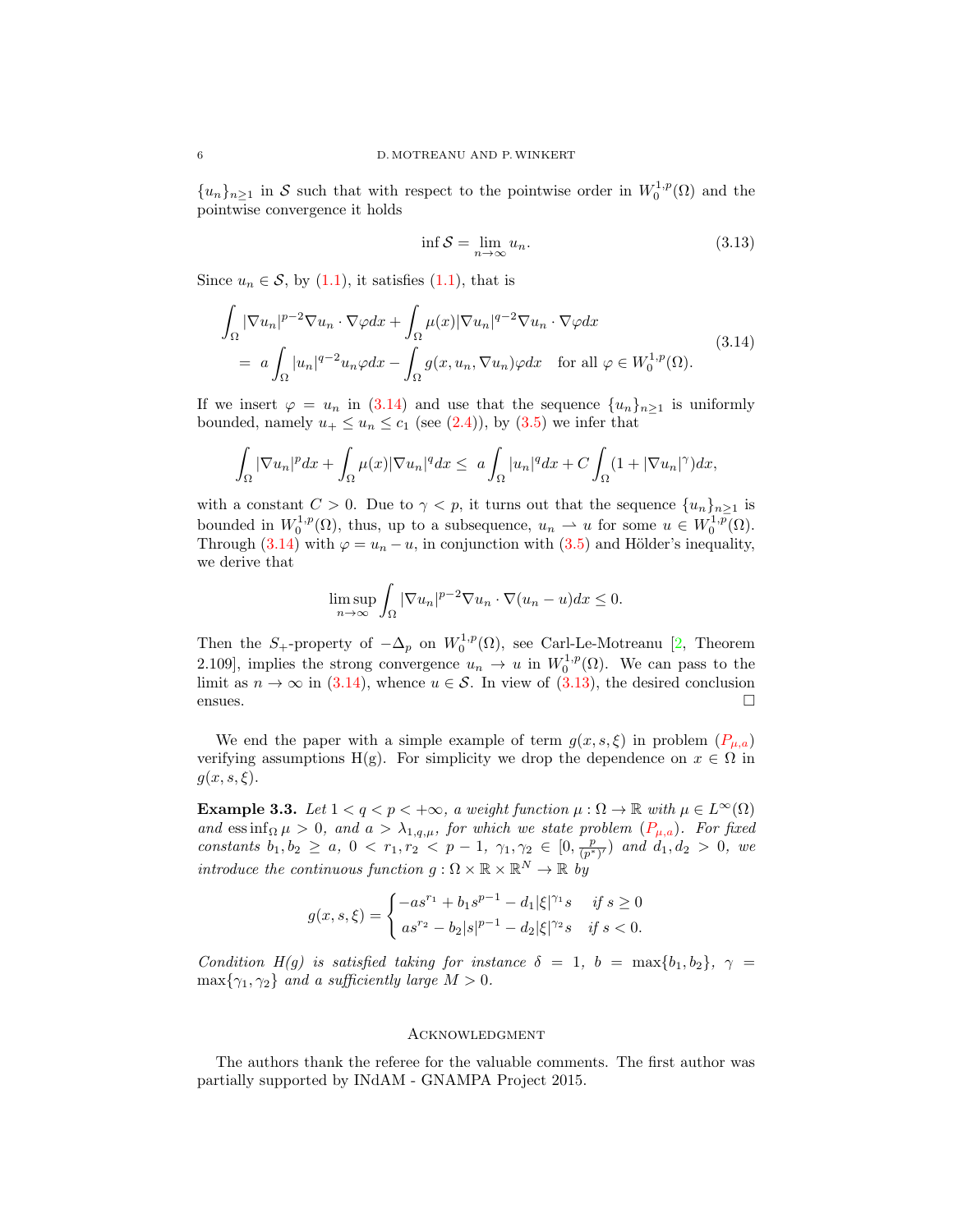$\{u_n\}_{n\geq 1}$ in $\mathcal{S}$ such that with respect to the pointwise order in $W_0^{1,p}(\Omega)$ and the pointwise convergence it holds

$$\inf \mathcal{S} = \lim_{n\to\infty} u_n. \tag{3.13}$$

Since $u_n \in \mathcal{S}$, by (1.1), it satisfies (1.1), that is

$$\begin{aligned}
&\int_\Omega |\nabla u_n|^{p-2}\nabla u_n \cdot \nabla \varphi dx + \int_\Omega \mu(x)|\nabla u_n|^{q-2}\nabla u_n \cdot \nabla \varphi dx \\
&= a\int_\Omega |u_n|^{q-2}u_n\varphi dx - \int_\Omega g(x,u_n,\nabla u_n)\varphi dx \quad \text{for all } \varphi \in W_0^{1,p}(\Omega).
\end{aligned} \tag{3.14}$$

If we insert $\varphi = u_n$ in (3.14) and use that the sequence $\{u_n\}_{n\geq 1}$ is uniformly bounded, namely $u_+ \leq u_n \leq c_1$ (see (2.4)), by (3.5) we infer that

$$\int_\Omega |\nabla u_n|^p dx + \int_\Omega \mu(x)|\nabla u_n|^q dx \leq a\int_\Omega |u_n|^q dx + C\int_\Omega (1+|\nabla u_n|^\gamma)dx,$$

with a constant $C > 0$. Due to $\gamma < p$, it turns out that the sequence $\{u_n\}_{n\geq 1}$ is bounded in $W_0^{1,p}(\Omega)$, thus, up to a subsequence, $u_n \rightharpoonup u$ for some $u \in W_0^{1,p}(\Omega)$. Through (3.14) with $\varphi = u_n - u$, in conjunction with (3.5) and Hölder's inequality, we derive that

$$\limsup_{n\to\infty} \int_\Omega |\nabla u_n|^{p-2}\nabla u_n \cdot \nabla(u_n - u)dx \leq 0.$$

Then the $S_+$-property of $-\Delta_p$ on $W_0^{1,p}(\Omega)$, see Carl-Le-Motreanu [2, Theorem 2.109], implies the strong convergence $u_n \to u$ in $W_0^{1,p}(\Omega)$. We can pass to the limit as $n \to \infty$ in (3.14), whence $u \in \mathcal{S}$. In view of (3.13), the desired conclusion ensues. $\square$

We end the paper with a simple example of term $g(x,s,\xi)$ in problem ($P_{\mu,a}$) verifying assumptions H(g). For simplicity we drop the dependence on $x \in \Omega$ in $g(x,s,\xi)$.

**Example 3.3.** *Let $1 < q < p < +\infty$, a weight function $\mu : \Omega \to \mathbb{R}$ with $\mu \in L^\infty(\Omega)$ and $\operatorname{ess\,inf}_\Omega \mu > 0$, and $a > \lambda_{1,q,\mu}$, for which we state problem ($P_{\mu,a}$). For fixed constants $b_1, b_2 \geq a$, $0 < r_1, r_2 < p-1$, $\gamma_1, \gamma_2 \in [0, \frac{p}{(p^*)'})$ and $d_1, d_2 > 0$, we introduce the continuous function $g : \Omega \times \mathbb{R} \times \mathbb{R}^N \to \mathbb{R}$ by*

$$g(x,s,\xi) = \begin{cases} -as^{r_1} + b_1 s^{p-1} - d_1|\xi|^{\gamma_1}s & \text{if } s \geq 0 \\ as^{r_2} - b_2|s|^{p-1} - d_2|\xi|^{\gamma_2}s & \text{if } s < 0. \end{cases}$$

*Condition H(g) is satisfied taking for instance $\delta = 1$, $b = \max\{b_1, b_2\}$, $\gamma = \max\{\gamma_1, \gamma_2\}$ and a sufficiently large $M > 0$.*

## Acknowledgment

The authors thank the referee for the valuable comments. The first author was partially supported by INdAM - GNAMPA Project 2015.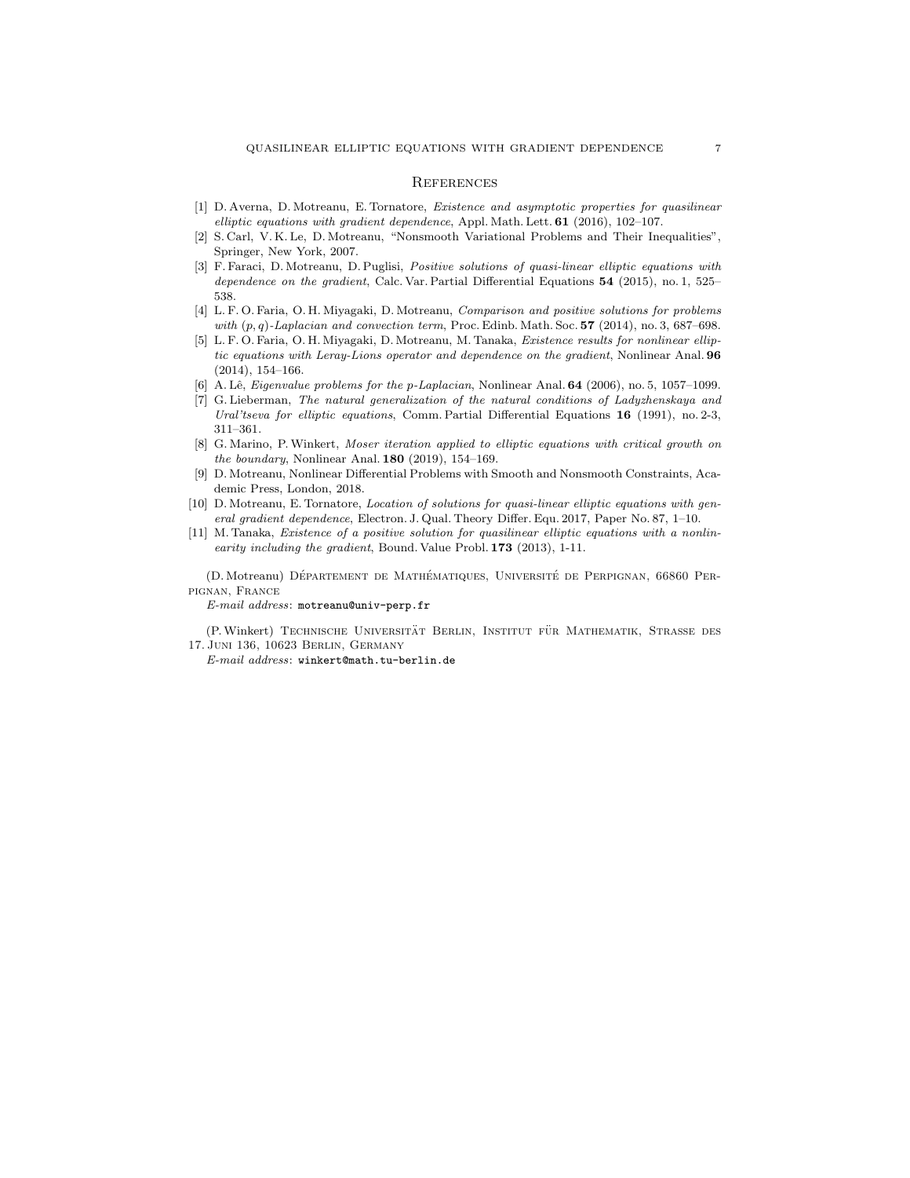## References

[1] D. Averna, D. Motreanu, E. Tornatore, *Existence and asymptotic properties for quasilinear elliptic equations with gradient dependence*, Appl. Math. Lett. **61** (2016), 102–107.

[2] S. Carl, V. K. Le, D. Motreanu, "Nonsmooth Variational Problems and Their Inequalities", Springer, New York, 2007.

[3] F. Faraci, D. Motreanu, D. Puglisi, *Positive solutions of quasi-linear elliptic equations with dependence on the gradient*, Calc. Var. Partial Differential Equations **54** (2015), no. 1, 525–538.

[4] L. F. O. Faria, O. H. Miyagaki, D. Motreanu, *Comparison and positive solutions for problems with $(p, q)$-Laplacian and convection term*, Proc. Edinb. Math. Soc. **57** (2014), no. 3, 687–698.

[5] L. F. O. Faria, O. H. Miyagaki, D. Motreanu, M. Tanaka, *Existence results for nonlinear elliptic equations with Leray-Lions operator and dependence on the gradient*, Nonlinear Anal. **96** (2014), 154–166.

[6] A. Lê, *Eigenvalue problems for the p-Laplacian*, Nonlinear Anal. **64** (2006), no. 5, 1057–1099.

[7] G. Lieberman, *The natural generalization of the natural conditions of Ladyzhenskaya and Ural'tseva for elliptic equations*, Comm. Partial Differential Equations **16** (1991), no. 2-3, 311–361.

[8] G. Marino, P. Winkert, *Moser iteration applied to elliptic equations with critical growth on the boundary*, Nonlinear Anal. **180** (2019), 154–169.

[9] D. Motreanu, Nonlinear Differential Problems with Smooth and Nonsmooth Constraints, Academic Press, London, 2018.

[10] D. Motreanu, E. Tornatore, *Location of solutions for quasi-linear elliptic equations with general gradient dependence*, Electron. J. Qual. Theory Differ. Equ. 2017, Paper No. 87, 1–10.

[11] M. Tanaka, *Existence of a positive solution for quasilinear elliptic equations with a nonlinearity including the gradient*, Bound. Value Probl. **173** (2013), 1-11.

(D. Motreanu) Département de Mathématiques, Université de Perpignan, 66860 Perpignan, France

*E-mail address*: motreanu@univ-perp.fr

(P. Winkert) Technische Universität Berlin, Institut für Mathematik, Strasse des 17. Juni 136, 10623 Berlin, Germany

*E-mail address*: winkert@math.tu-berlin.de